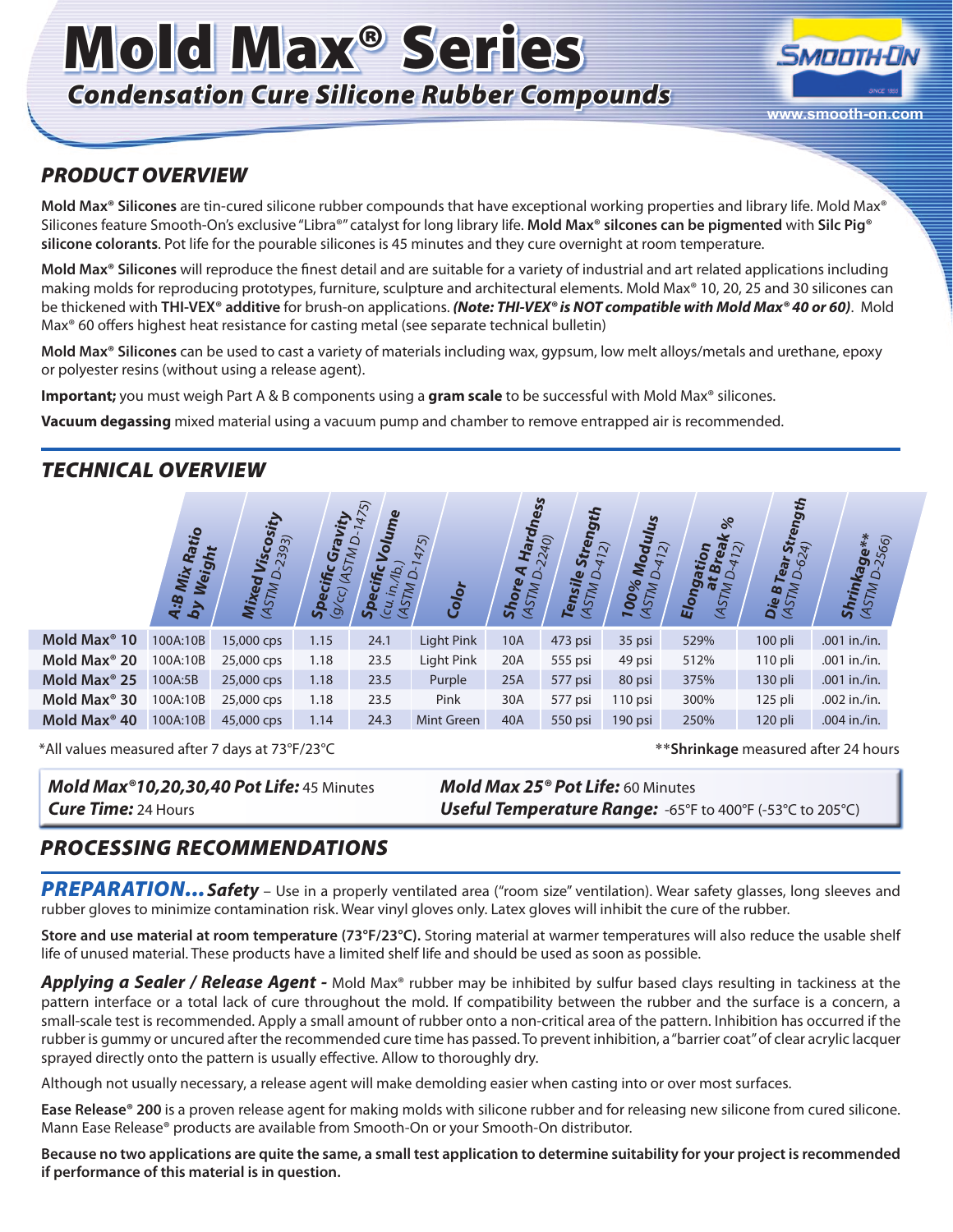# Mold Max® Series

## Condensation Cure Silicone Rubber Compounds

www.smooth-on.com

## PRODUCT OVERVIEW

**Mold Max® Silicones** are tin-cured silicone rubber compounds that have exceptional working properties and library life. Mold Max® Silicones feature Smooth-On's exclusive "Libra®" catalyst for long library life. **Mold Max® silcones can be pigmented** with **Silc Pig® silicone colorants**. Pot life for the pourable silicones is 45 minutes and they cure overnight at room temperature.

**Mold Max® Silicones** will reproduce the finest detail and are suitable for a variety of industrial and art related applications including making molds for reproducing prototypes, furniture, sculpture and architectural elements. Mold Max® 10, 20, 25 and 30 silicones can be thickened with **THI-VEX® additive** for brush-on applications. ***(Note: THI-VEX® is NOT compatible with Mold Max® 40 or 60)***. Mold Max® 60 offers highest heat resistance for casting metal (see separate technical bulletin)

**Mold Max® Silicones** can be used to cast a variety of materials including wax, gypsum, low melt alloys/metals and urethane, epoxy or polyester resins (without using a release agent).

**Important;** you must weigh Part A & B components using a **gram scale** to be successful with Mold Max® silicones.

**Vacuum degassing** mixed material using a vacuum pump and chamber to remove entrapped air is recommended.

## TECHNICAL OVERVIEW

| | A:B Mix Ratio by Weight | Mixed Viscosity (ASTM D-2393) | Specific Gravity (g/cc) (ASTM D-1475) | Specific Volume (cu. in./lb.) (ASTM D-1475) | Color | Shore A Hardness (ASTM D-2240) | Tensile Strength (ASTM D-412) | 100% Modulus (ASTM D-412) | Elongation at Break % (ASTM D-412) | Die B Tear Strength (ASTM D-624) | Shrinkage** (ASTM D-2566) |
|---|---|---|---|---|---|---|---|---|---|---|---|
| Mold Max® 10 | 100A:10B | 15,000 cps | 1.15 | 24.1 | Light Pink | 10A | 473 psi | 35 psi | 529% | 100 pli | .001 in./in. |
| Mold Max® 20 | 100A:10B | 25,000 cps | 1.18 | 23.5 | Light Pink | 20A | 555 psi | 49 psi | 512% | 110 pli | .001 in./in. |
| Mold Max® 25 | 100A:5B | 25,000 cps | 1.18 | 23.5 | Purple | 25A | 577 psi | 80 psi | 375% | 130 pli | .001 in./in. |
| Mold Max® 30 | 100A:10B | 25,000 cps | 1.18 | 23.5 | Pink | 30A | 577 psi | 110 psi | 300% | 125 pli | .002 in./in. |
| Mold Max® 40 | 100A:10B | 45,000 cps | 1.14 | 24.3 | Mint Green | 40A | 550 psi | 190 psi | 250% | 120 pli | .004 in./in. |

*All values measured after 7 days at 73°F/23°C

****Shrinkage** measured after 24 hours

***Mold Max®10,20,30,40 Pot Life:*** 45 Minutes
***Cure Time:*** 24 Hours

***Mold Max 25® Pot Life:*** 60 Minutes
***Useful Temperature Range:*** -65°F to 400°F (-53°C to 205°C)

## PROCESSING RECOMMENDATIONS

***PREPARATION... Safety*** – Use in a properly ventilated area ("room size" ventilation). Wear safety glasses, long sleeves and rubber gloves to minimize contamination risk. Wear vinyl gloves only. Latex gloves will inhibit the cure of the rubber.

**Store and use material at room temperature (73°F/23°C).** Storing material at warmer temperatures will also reduce the usable shelf life of unused material. These products have a limited shelf life and should be used as soon as possible.

***Applying a Sealer / Release Agent -*** Mold Max® rubber may be inhibited by sulfur based clays resulting in tackiness at the pattern interface or a total lack of cure throughout the mold. If compatibility between the rubber and the surface is a concern, a small-scale test is recommended. Apply a small amount of rubber onto a non-critical area of the pattern. Inhibition has occurred if the rubber is gummy or uncured after the recommended cure time has passed. To prevent inhibition, a "barrier coat" of clear acrylic lacquer sprayed directly onto the pattern is usually effective. Allow to thoroughly dry.

Although not usually necessary, a release agent will make demolding easier when casting into or over most surfaces.

**Ease Release® 200** is a proven release agent for making molds with silicone rubber and for releasing new silicone from cured silicone. Mann Ease Release® products are available from Smooth-On or your Smooth-On distributor.

**Because no two applications are quite the same, a small test application to determine suitability for your project is recommended if performance of this material is in question.**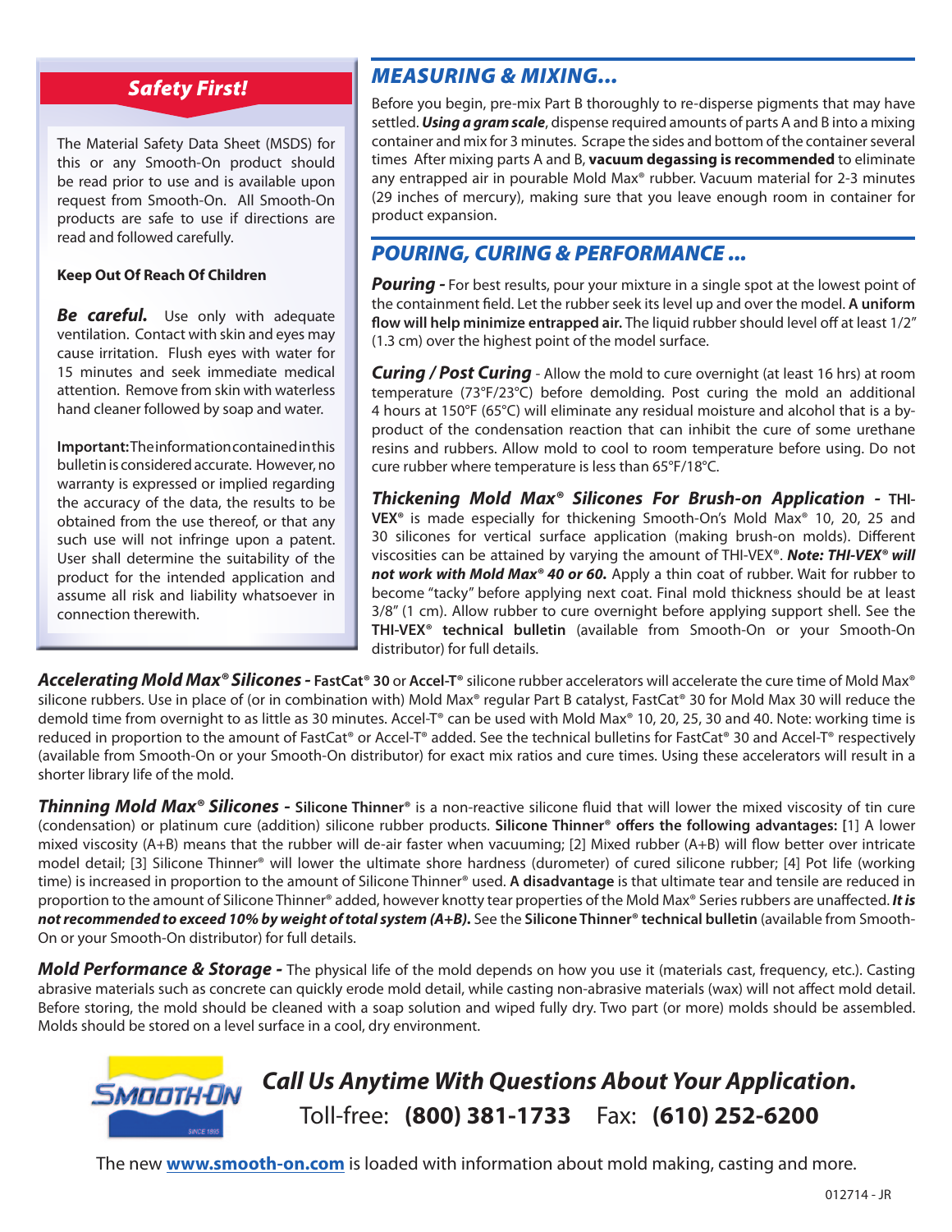## Safety First!

The Material Safety Data Sheet (MSDS) for this or any Smooth-On product should be read prior to use and is available upon request from Smooth-On. All Smooth-On products are safe to use if directions are read and followed carefully.

**Keep Out Of Reach Of Children**

***Be careful.*** Use only with adequate ventilation. Contact with skin and eyes may cause irritation. Flush eyes with water for 15 minutes and seek immediate medical attention. Remove from skin with waterless hand cleaner followed by soap and water.

**Important:** The information contained in this bulletin is considered accurate. However, no warranty is expressed or implied regarding the accuracy of the data, the results to be obtained from the use thereof, or that any such use will not infringe upon a patent. User shall determine the suitability of the product for the intended application and assume all risk and liability whatsoever in connection therewith.

## MEASURING & MIXING...

Before you begin, pre-mix Part B thoroughly to re-disperse pigments that may have settled. ***Using a gram scale***, dispense required amounts of parts A and B into a mixing container and mix for 3 minutes. Scrape the sides and bottom of the container several times After mixing parts A and B, **vacuum degassing is recommended** to eliminate any entrapped air in pourable Mold Max® rubber. Vacuum material for 2-3 minutes (29 inches of mercury), making sure that you leave enough room in container for product expansion.

## POURING, CURING & PERFORMANCE ...

***Pouring -*** For best results, pour your mixture in a single spot at the lowest point of the containment field. Let the rubber seek its level up and over the model. **A uniform flow will help minimize entrapped air.** The liquid rubber should level off at least 1/2" (1.3 cm) over the highest point of the model surface.

***Curing / Post Curing*** - Allow the mold to cure overnight (at least 16 hrs) at room temperature (73°F/23°C) before demolding. Post curing the mold an additional 4 hours at 150°F (65°C) will eliminate any residual moisture and alcohol that is a by-product of the condensation reaction that can inhibit the cure of some urethane resins and rubbers. Allow mold to cool to room temperature before using. Do not cure rubber where temperature is less than 65°F/18°C.

***Thickening Mold Max® Silicones For Brush-on Application -*** **THI-VEX®** is made especially for thickening Smooth-On's Mold Max® 10, 20, 25 and 30 silicones for vertical surface application (making brush-on molds). Different viscosities can be attained by varying the amount of THI-VEX®. ***Note: THI-VEX® will not work with Mold Max® 40 or 60.*** Apply a thin coat of rubber. Wait for rubber to become "tacky" before applying next coat. Final mold thickness should be at least 3/8" (1 cm). Allow rubber to cure overnight before applying support shell. See the **THI-VEX® technical bulletin** (available from Smooth-On or your Smooth-On distributor) for full details.

***Accelerating Mold Max® Silicones -*** **FastCat® 30** or **Accel-T®** silicone rubber accelerators will accelerate the cure time of Mold Max® silicone rubbers. Use in place of (or in combination with) Mold Max® regular Part B catalyst, FastCat® 30 for Mold Max 30 will reduce the demold time from overnight to as little as 30 minutes. Accel-T® can be used with Mold Max® 10, 20, 25, 30 and 40. Note: working time is reduced in proportion to the amount of FastCat® or Accel-T® added. See the technical bulletins for FastCat® 30 and Accel-T® respectively (available from Smooth-On or your Smooth-On distributor) for exact mix ratios and cure times. Using these accelerators will result in a shorter library life of the mold.

***Thinning Mold Max® Silicones -*** **Silicone Thinner®** is a non-reactive silicone fluid that will lower the mixed viscosity of tin cure (condensation) or platinum cure (addition) silicone rubber products. **Silicone Thinner® offers the following advantages: [**1] A lower mixed viscosity (A+B) means that the rubber will de-air faster when vacuuming; [2] Mixed rubber (A+B) will flow better over intricate model detail; [3] Silicone Thinner® will lower the ultimate shore hardness (durometer) of cured silicone rubber; [4] Pot life (working time) is increased in proportion to the amount of Silicone Thinner® used. **A disadvantage** is that ultimate tear and tensile are reduced in proportion to the amount of Silicone Thinner® added, however knotty tear properties of the Mold Max® Series rubbers are unaffected. ***It is not recommended to exceed 10% by weight of total system (A+B).*** See the **Silicone Thinner® technical bulletin** (available from Smooth-On or your Smooth-On distributor) for full details.

***Mold Performance & Storage -*** The physical life of the mold depends on how you use it (materials cast, frequency, etc.). Casting abrasive materials such as concrete can quickly erode mold detail, while casting non-abrasive materials (wax) will not affect mold detail. Before storing, the mold should be cleaned with a soap solution and wiped fully dry. Two part (or more) molds should be assembled. Molds should be stored on a level surface in a cool, dry environment.

SMOOTH-ON SINCE 1895

***Call Us Anytime With Questions About Your Application.***

Toll-free: **(800) 381-1733** Fax: **(610) 252-6200**

The new **www.smooth-on.com** is loaded with information about mold making, casting and more.

012714 - JR